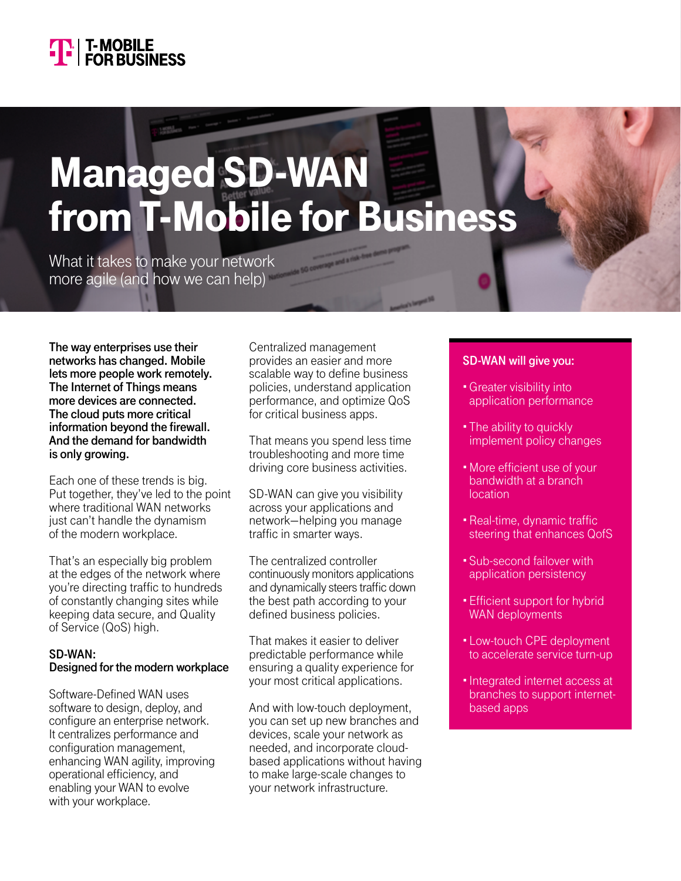T-MOBILE FOR BUSINESS

# Managed SD-WAN from T-Mobile for Business

What it takes to make your network more agile (and how we can help)

**The way enterprises use their networks has changed. Mobile lets more people work remotely. The Internet of Things means more devices are connected. The cloud puts more critical information beyond the firewall. And the demand for bandwidth is only growing.**

Each one of these trends is big. Put together, they've led to the point where traditional WAN networks just can't handle the dynamism of the modern workplace.

That's an especially big problem at the edges of the network where you're directing traffic to hundreds of constantly changing sites while keeping data secure, and Quality of Service (QoS) high.

### SD-WAN: Designed for the modern workplace

Software-Defined WAN uses software to design, deploy, and configure an enterprise network. It centralizes performance and configuration management, enhancing WAN agility, improving operational efficiency, and enabling your WAN to evolve with your workplace.

Centralized management provides an easier and more scalable way to define business policies, understand application performance, and optimize QoS for critical business apps.

That means you spend less time troubleshooting and more time driving core business activities.

SD-WAN can give you visibility across your applications and network—helping you manage traffic in smarter ways.

The centralized controller continuously monitors applications and dynamically steers traffic down the best path according to your defined business policies.

That makes it easier to deliver predictable performance while ensuring a quality experience for your most critical applications.

And with low-touch deployment, you can set up new branches and devices, scale your network as needed, and incorporate cloud-based applications without having to make large-scale changes to your network infrastructure.

### SD-WAN will give you:

- Greater visibility into application performance
- The ability to quickly implement policy changes
- More efficient use of your bandwidth at a branch location
- Real-time, dynamic traffic steering that enhances QofS
- Sub-second failover with application persistency
- Efficient support for hybrid WAN deployments
- Low-touch CPE deployment to accelerate service turn-up
- Integrated internet access at branches to support internet-based apps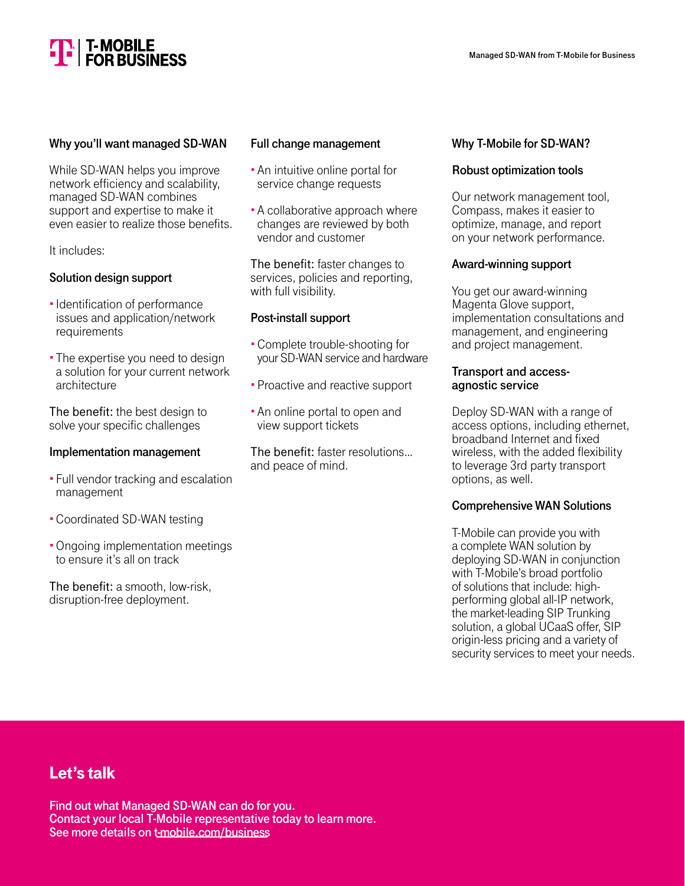## Why you'll want managed SD-WAN

While SD-WAN helps you improve network efficiency and scalability, managed SD-WAN combines support and expertise to make it even easier to realize those benefits.

It includes:

### Solution design support

- Identification of performance issues and application/network requirements
- The expertise you need to design a solution for your current network architecture

The benefit: the best design to solve your specific challenges

### Implementation management

- Full vendor tracking and escalation management
- Coordinated SD-WAN testing
- Ongoing implementation meetings to ensure it's all on track

The benefit: a smooth, low-risk, disruption-free deployment.

### Full change management

- An intuitive online portal for service change requests
- A collaborative approach where changes are reviewed by both vendor and customer

The benefit: faster changes to services, policies and reporting, with full visibility.

### Post-install support

- Complete trouble-shooting for your SD-WAN service and hardware
- Proactive and reactive support
- An online portal to open and view support tickets

The benefit: faster resolutions… and peace of mind.

## Why T-Mobile for SD-WAN?

### Robust optimization tools

Our network management tool, Compass, makes it easier to optimize, manage, and report on your network performance.

### Award-winning support

You get our award-winning Magenta Glove support, implementation consultations and management, and engineering and project management.

### Transport and access-agnostic service

Deploy SD-WAN with a range of access options, including ethernet, broadband Internet and fixed wireless, with the added flexibility to leverage 3rd party transport options, as well.

### Comprehensive WAN Solutions

T-Mobile can provide you with a complete WAN solution by deploying SD-WAN in conjunction with T-Mobile's broad portfolio of solutions that include: high-performing global all-IP network, the market-leading SIP Trunking solution, a global UCaaS offer, SIP origin-less pricing and a variety of security services to meet your needs.

## Let's talk

**Find out what Managed SD-WAN can do for you.**
**Contact your local T-Mobile representative today to learn more.**
**See more details on t-mobile.com/business**